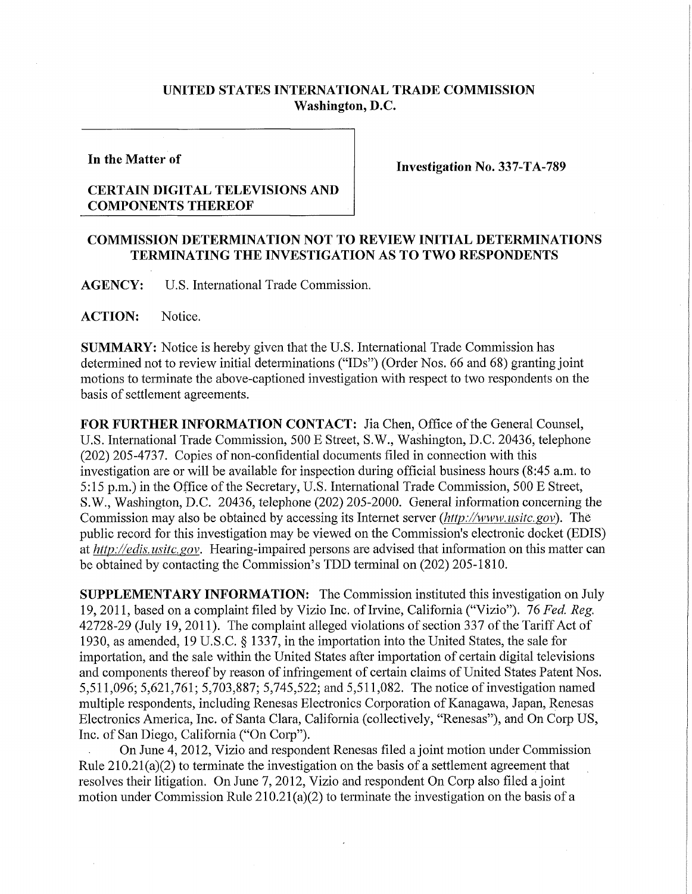**UNITED STATES INTERNATIONAL TRADE COMMISSION**
**Washington, D.C.**

**In the Matter of**

**CERTAIN DIGITAL TELEVISIONS AND COMPONENTS THEREOF**

**Investigation No. 337-TA-789**

**COMMISSION DETERMINATION NOT TO REVIEW INITIAL DETERMINATIONS TERMINATING THE INVESTIGATION AS TO TWO RESPONDENTS**

**AGENCY:** U.S. International Trade Commission.

**ACTION:** Notice.

**SUMMARY:** Notice is hereby given that the U.S. International Trade Commission has determined not to review initial determinations ("IDs") (Order Nos. 66 and 68) granting joint motions to terminate the above-captioned investigation with respect to two respondents on the basis of settlement agreements.

**FOR FURTHER INFORMATION CONTACT:** Jia Chen, Office of the General Counsel, U.S. International Trade Commission, 500 E Street, S.W., Washington, D.C. 20436, telephone (202) 205-4737. Copies of non-confidential documents filed in connection with this investigation are or will be available for inspection during official business hours (8:45 a.m. to 5:15 p.m.) in the Office of the Secretary, U.S. International Trade Commission, 500 E Street, S.W., Washington, D.C. 20436, telephone (202) 205-2000. General information concerning the Commission may also be obtained by accessing its Internet server (*http://www.usitc.gov*). The public record for this investigation may be viewed on the Commission's electronic docket (EDIS) at *http://edis.usitc.gov*. Hearing-impaired persons are advised that information on this matter can be obtained by contacting the Commission's TDD terminal on (202) 205-1810.

**SUPPLEMENTARY INFORMATION:** The Commission instituted this investigation on July 19, 2011, based on a complaint filed by Vizio Inc. of Irvine, California ("Vizio"). 76 *Fed. Reg.* 42728-29 (July 19, 2011). The complaint alleged violations of section 337 of the Tariff Act of 1930, as amended, 19 U.S.C. § 1337, in the importation into the United States, the sale for importation, and the sale within the United States after importation of certain digital televisions and components thereof by reason of infringement of certain claims of United States Patent Nos. 5,511,096; 5,621,761; 5,703,887; 5,745,522; and 5,511,082. The notice of investigation named multiple respondents, including Renesas Electronics Corporation of Kanagawa, Japan, Renesas Electronics America, Inc. of Santa Clara, California (collectively, "Renesas"), and On Corp US, Inc. of San Diego, California ("On Corp").

On June 4, 2012, Vizio and respondent Renesas filed a joint motion under Commission Rule 210.21(a)(2) to terminate the investigation on the basis of a settlement agreement that resolves their litigation. On June 7, 2012, Vizio and respondent On Corp also filed a joint motion under Commission Rule 210.21(a)(2) to terminate the investigation on the basis of a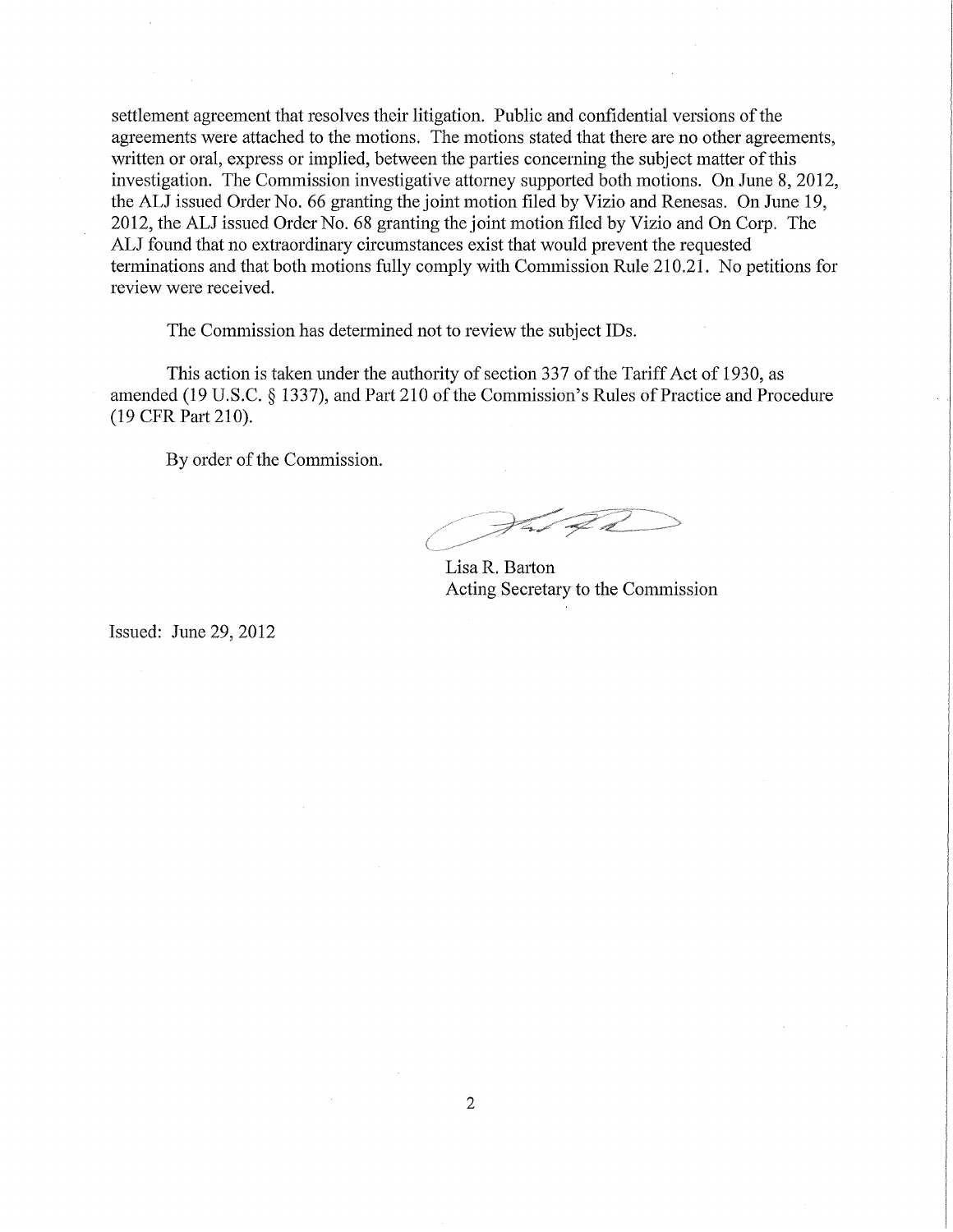settlement agreement that resolves their litigation. Public and confidential versions of the agreements were attached to the motions. The motions stated that there are no other agreements, written or oral, express or implied, between the parties concerning the subject matter of this investigation. The Commission investigative attorney supported both motions. On June 8, 2012, the ALJ issued Order No. 66 granting the joint motion filed by Vizio and Renesas. On June 19, 2012, the ALJ issued Order No. 68 granting the joint motion filed by Vizio and On Corp. The ALJ found that no extraordinary circumstances exist that would prevent the requested terminations and that both motions fully comply with Commission Rule 210.21. No petitions for review were received.

The Commission has determined not to review the subject IDs.

This action is taken under the authority of section 337 of the Tariff Act of 1930, as amended (19 U.S.C. § 1337), and Part 210 of the Commission's Rules of Practice and Procedure (19 CFR Part 210).

By order of the Commission.

Lisa R. Barton
Acting Secretary to the Commission

Issued: June 29, 2012